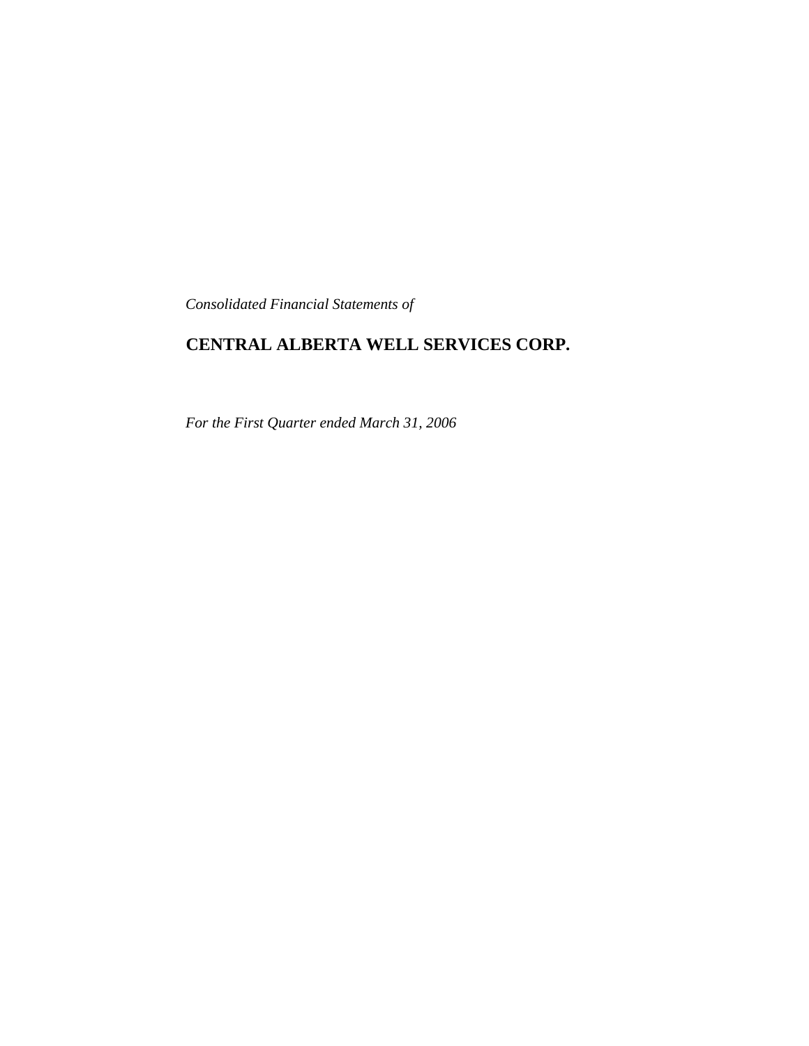*Consolidated Financial Statements of*

# CENTRAL ALBERTA WELL SERVICES CORP.

*For the First Quarter ended March 31, 2006*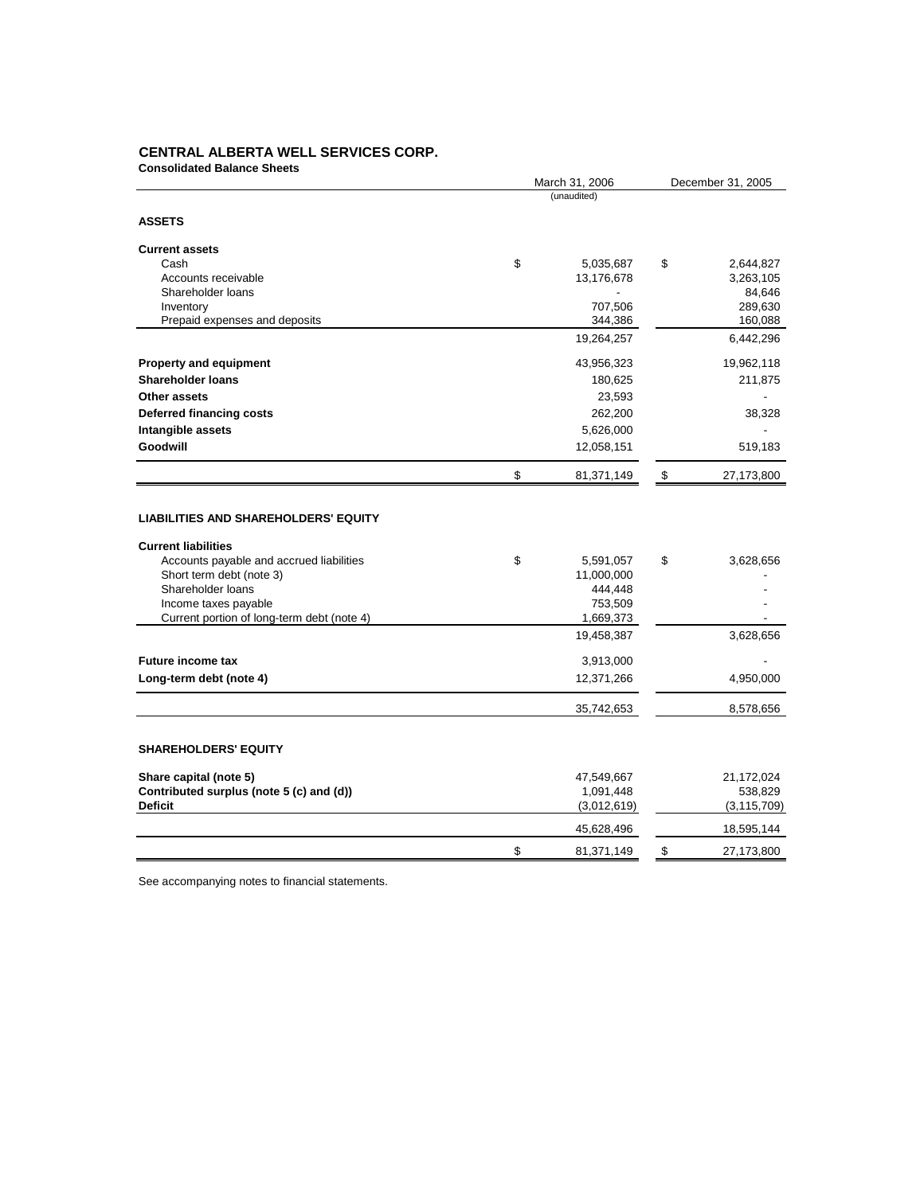# CENTRAL ALBERTA WELL SERVICES CORP.

**Consolidated Balance Sheets**

| | March 31, 2006 (unaudited) | December 31, 2005 |
|---|---|---|
| **ASSETS** | | |
| **Current assets** | | |
| Cash | $ 5,035,687 | $ 2,644,827 |
| Accounts receivable | 13,176,678 | 3,263,105 |
| Shareholder loans | - | 84,646 |
| Inventory | 707,506 | 289,630 |
| Prepaid expenses and deposits | 344,386 | 160,088 |
| | 19,264,257 | 6,442,296 |
| **Property and equipment** | 43,956,323 | 19,962,118 |
| **Shareholder loans** | 180,625 | 211,875 |
| **Other assets** | 23,593 | - |
| **Deferred financing costs** | 262,200 | 38,328 |
| **Intangible assets** | 5,626,000 | - |
| **Goodwill** | 12,058,151 | 519,183 |
| | $ 81,371,149 | $ 27,173,800 |
| **LIABILITIES AND SHAREHOLDERS' EQUITY** | | |
| **Current liabilities** | | |
| Accounts payable and accrued liabilities | $ 5,591,057 | $ 3,628,656 |
| Short term debt (note 3) | 11,000,000 | - |
| Shareholder loans | 444,448 | - |
| Income taxes payable | 753,509 | - |
| Current portion of long-term debt (note 4) | 1,669,373 | - |
| | 19,458,387 | 3,628,656 |
| **Future income tax** | 3,913,000 | - |
| **Long-term debt (note 4)** | 12,371,266 | 4,950,000 |
| | 35,742,653 | 8,578,656 |
| **SHAREHOLDERS' EQUITY** | | |
| **Share capital (note 5)** | 47,549,667 | 21,172,024 |
| **Contributed surplus (note 5 (c) and (d))** | 1,091,448 | 538,829 |
| **Deficit** | (3,012,619) | (3,115,709) |
| | 45,628,496 | 18,595,144 |
| | $ 81,371,149 | $ 27,173,800 |

See accompanying notes to financial statements.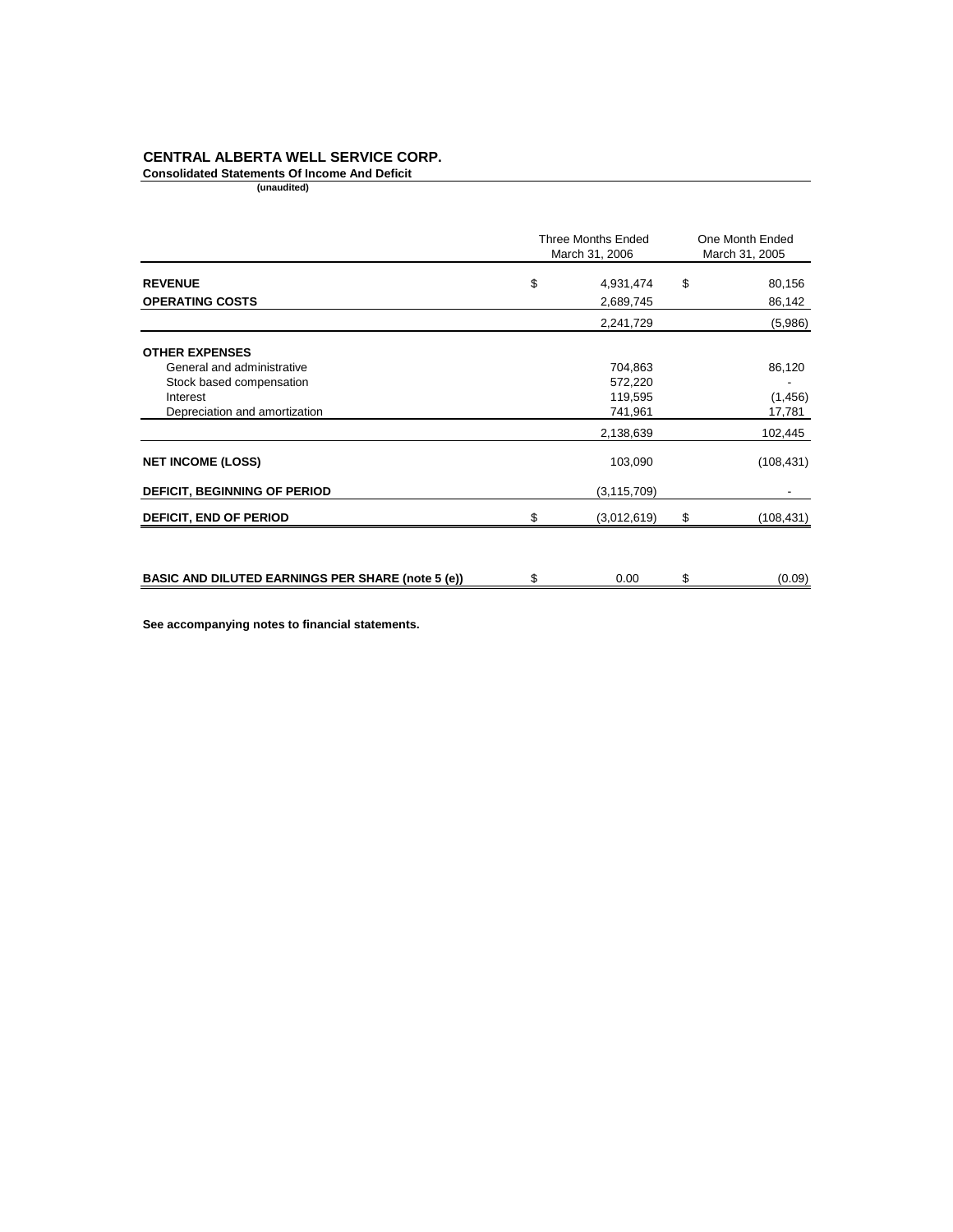# CENTRAL ALBERTA WELL SERVICE CORP.

**Consolidated Statements Of Income And Deficit**

**(unaudited)**

| | Three Months Ended March 31, 2006 | One Month Ended March 31, 2005 |
|---|---|---|
| **REVENUE** | $ 4,931,474 | $ 80,156 |
| **OPERATING COSTS** | 2,689,745 | 86,142 |
| | 2,241,729 | (5,986) |
| **OTHER EXPENSES** | | |
| General and administrative | 704,863 | 86,120 |
| Stock based compensation | 572,220 | - |
| Interest | 119,595 | (1,456) |
| Depreciation and amortization | 741,961 | 17,781 |
| | 2,138,639 | 102,445 |
| **NET INCOME (LOSS)** | 103,090 | (108,431) |
| **DEFICIT, BEGINNING OF PERIOD** | (3,115,709) | - |
| **DEFICIT, END OF PERIOD** | $ (3,012,619) | $ (108,431) |
| **BASIC AND DILUTED EARNINGS PER SHARE (note 5 (e))** | $ 0.00 | $ (0.09) |

**See accompanying notes to financial statements.**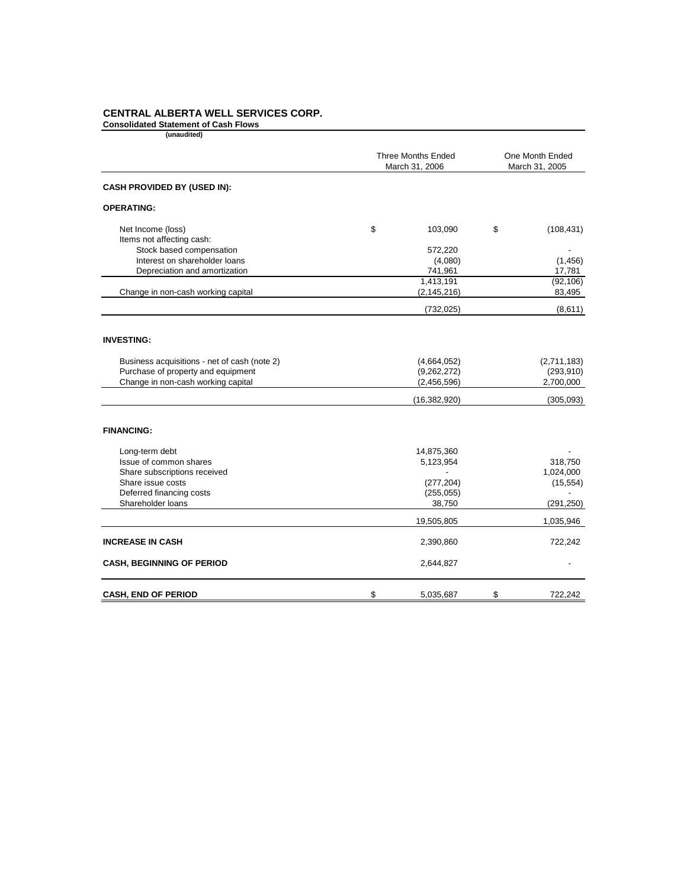**CENTRAL ALBERTA WELL SERVICES CORP.**

**Consolidated Statement of Cash Flows**

**(unaudited)**

| | Three Months Ended March 31, 2006 | One Month Ended March 31, 2005 |
|---|---|---|
| **CASH PROVIDED BY (USED IN):** | | |
| **OPERATING:** | | |
| Net Income (loss) | $ 103,090 | $ (108,431) |
| Items not affecting cash: | | |
| Stock based compensation | 572,220 | - |
| Interest on shareholder loans | (4,080) | (1,456) |
| Depreciation and amortization | 741,961 | 17,781 |
| | 1,413,191 | (92,106) |
| Change in non-cash working capital | (2,145,216) | 83,495 |
| | (732,025) | (8,611) |
| **INVESTING:** | | |
| Business acquisitions - net of cash (note 2) | (4,664,052) | (2,711,183) |
| Purchase of property and equipment | (9,262,272) | (293,910) |
| Change in non-cash working capital | (2,456,596) | 2,700,000 |
| | (16,382,920) | (305,093) |
| **FINANCING:** | | |
| Long-term debt | 14,875,360 | - |
| Issue of common shares | 5,123,954 | 318,750 |
| Share subscriptions received | - | 1,024,000 |
| Share issue costs | (277,204) | (15,554) |
| Deferred financing costs | (255,055) | - |
| Shareholder loans | 38,750 | (291,250) |
| | 19,505,805 | 1,035,946 |
| **INCREASE IN CASH** | 2,390,860 | 722,242 |
| **CASH, BEGINNING OF PERIOD** | 2,644,827 | - |
| **CASH, END OF PERIOD** | $ 5,035,687 | $ 722,242 |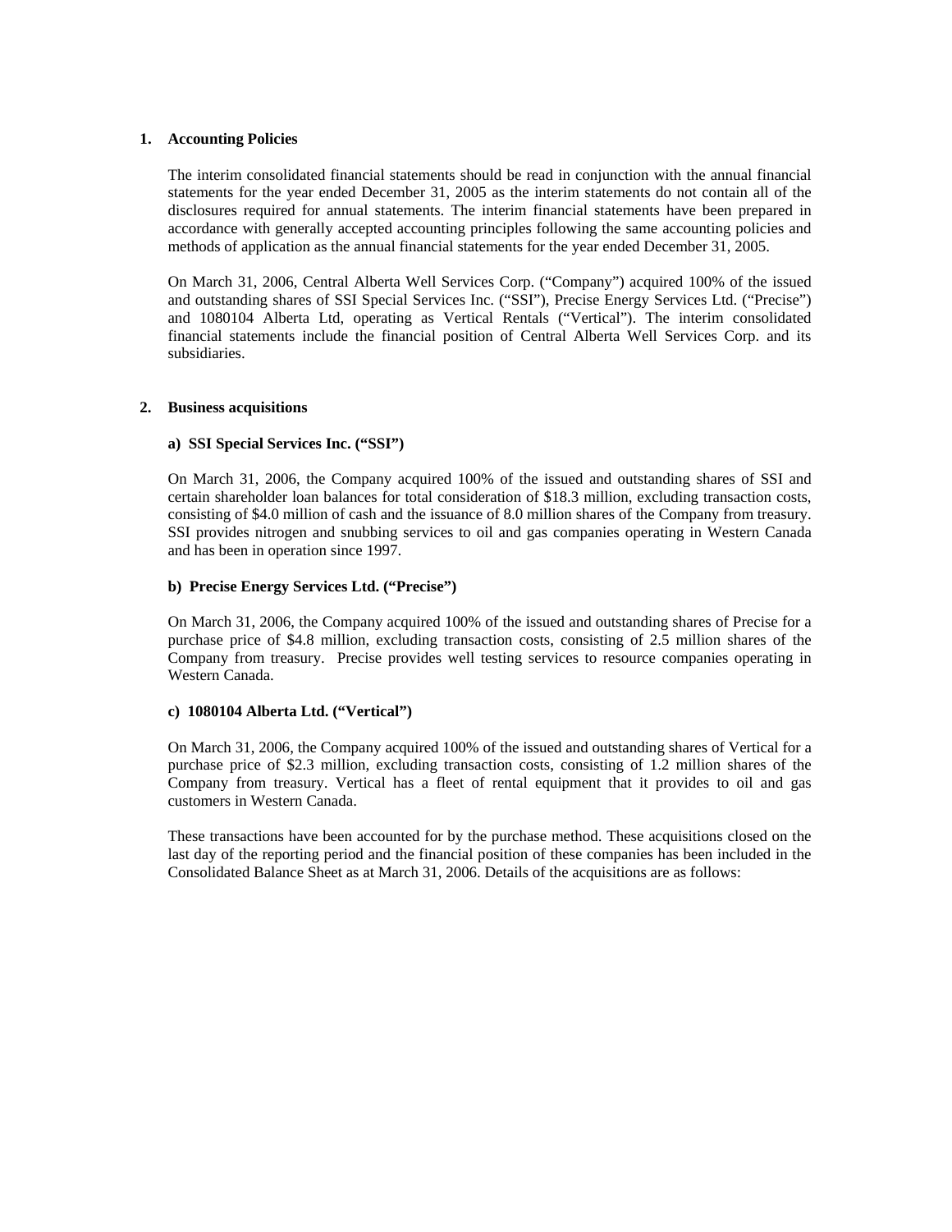## 1. Accounting Policies

The interim consolidated financial statements should be read in conjunction with the annual financial statements for the year ended December 31, 2005 as the interim statements do not contain all of the disclosures required for annual statements. The interim financial statements have been prepared in accordance with generally accepted accounting principles following the same accounting policies and methods of application as the annual financial statements for the year ended December 31, 2005.

On March 31, 2006, Central Alberta Well Services Corp. ("Company") acquired 100% of the issued and outstanding shares of SSI Special Services Inc. ("SSI"), Precise Energy Services Ltd. ("Precise") and 1080104 Alberta Ltd, operating as Vertical Rentals ("Vertical"). The interim consolidated financial statements include the financial position of Central Alberta Well Services Corp. and its subsidiaries.

## 2. Business acquisitions

### a) SSI Special Services Inc. ("SSI")

On March 31, 2006, the Company acquired 100% of the issued and outstanding shares of SSI and certain shareholder loan balances for total consideration of $18.3 million, excluding transaction costs, consisting of $4.0 million of cash and the issuance of 8.0 million shares of the Company from treasury. SSI provides nitrogen and snubbing services to oil and gas companies operating in Western Canada and has been in operation since 1997.

### b) Precise Energy Services Ltd. ("Precise")

On March 31, 2006, the Company acquired 100% of the issued and outstanding shares of Precise for a purchase price of $4.8 million, excluding transaction costs, consisting of 2.5 million shares of the Company from treasury. Precise provides well testing services to resource companies operating in Western Canada.

### c) 1080104 Alberta Ltd. ("Vertical")

On March 31, 2006, the Company acquired 100% of the issued and outstanding shares of Vertical for a purchase price of $2.3 million, excluding transaction costs, consisting of 1.2 million shares of the Company from treasury. Vertical has a fleet of rental equipment that it provides to oil and gas customers in Western Canada.

These transactions have been accounted for by the purchase method. These acquisitions closed on the last day of the reporting period and the financial position of these companies has been included in the Consolidated Balance Sheet as at March 31, 2006. Details of the acquisitions are as follows: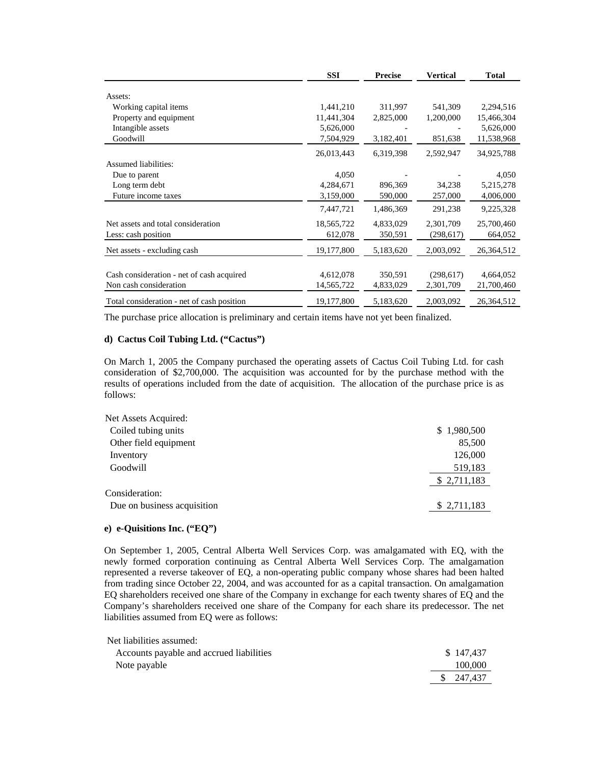| | SSI | Precise | Vertical | Total |
|---|---|---|---|---|
| Assets: | | | | |
| Working capital items | 1,441,210 | 311,997 | 541,309 | 2,294,516 |
| Property and equipment | 11,441,304 | 2,825,000 | 1,200,000 | 15,466,304 |
| Intangible assets | 5,626,000 | - | - | 5,626,000 |
| Goodwill | 7,504,929 | 3,182,401 | 851,638 | 11,538,968 |
| | 26,013,443 | 6,319,398 | 2,592,947 | 34,925,788 |
| Assumed liabilities: | | | | |
| Due to parent | 4,050 | - | - | 4,050 |
| Long term debt | 4,284,671 | 896,369 | 34,238 | 5,215,278 |
| Future income taxes | 3,159,000 | 590,000 | 257,000 | 4,006,000 |
| | 7,447,721 | 1,486,369 | 291,238 | 9,225,328 |
| Net assets and total consideration | 18,565,722 | 4,833,029 | 2,301,709 | 25,700,460 |
| Less: cash position | 612,078 | 350,591 | (298,617) | 664,052 |
| Net assets - excluding cash | 19,177,800 | 5,183,620 | 2,003,092 | 26,364,512 |
| | | | | |
| Cash consideration - net of cash acquired | 4,612,078 | 350,591 | (298,617) | 4,664,052 |
| Non cash consideration | 14,565,722 | 4,833,029 | 2,301,709 | 21,700,460 |
| Total consideration - net of cash position | 19,177,800 | 5,183,620 | 2,003,092 | 26,364,512 |

The purchase price allocation is preliminary and certain items have not yet been finalized.

**d) Cactus Coil Tubing Ltd. ("Cactus")**

On March 1, 2005 the Company purchased the operating assets of Cactus Coil Tubing Ltd. for cash consideration of $2,700,000. The acquisition was accounted for by the purchase method with the results of operations included from the date of acquisition. The allocation of the purchase price is as follows:

| | |
|---|---|
| Net Assets Acquired: | |
| Coiled tubing units | $ 1,980,500 |
| Other field equipment | 85,500 |
| Inventory | 126,000 |
| Goodwill | 519,183 |
| | $ 2,711,183 |
| Consideration: | |
| Due on business acquisition | $ 2,711,183 |

**e) e-Quisitions Inc. ("EQ")**

On September 1, 2005, Central Alberta Well Services Corp. was amalgamated with EQ, with the newly formed corporation continuing as Central Alberta Well Services Corp. The amalgamation represented a reverse takeover of EQ, a non-operating public company whose shares had been halted from trading since October 22, 2004, and was accounted for as a capital transaction. On amalgamation EQ shareholders received one share of the Company in exchange for each twenty shares of EQ and the Company's shareholders received one share of the Company for each share its predecessor. The net liabilities assumed from EQ were as follows:

| | |
|---|---|
| Net liabilities assumed: | |
| Accounts payable and accrued liabilities | $ 147,437 |
| Note payable | 100,000 |
| | $ 247,437 |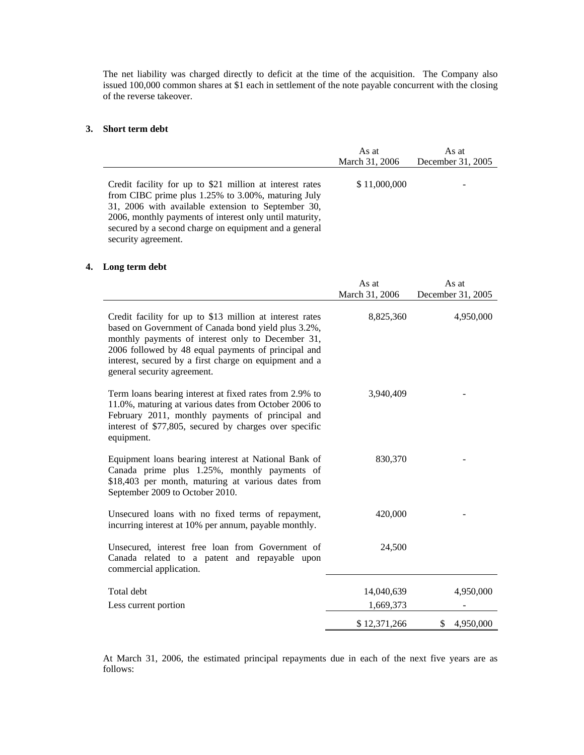The net liability was charged directly to deficit at the time of the acquisition. The Company also issued 100,000 common shares at $1 each in settlement of the note payable concurrent with the closing of the reverse takeover.

## 3. Short term debt

| | As at March 31, 2006 | As at December 31, 2005 |
|---|---|---|
| Credit facility for up to $21 million at interest rates from CIBC prime plus 1.25% to 3.00%, maturing July 31, 2006 with available extension to September 30, 2006, monthly payments of interest only until maturity, secured by a second charge on equipment and a general security agreement. | $ 11,000,000 | - |

## 4. Long term debt

| | As at March 31, 2006 | As at December 31, 2005 |
|---|---|---|
| Credit facility for up to $13 million at interest rates based on Government of Canada bond yield plus 3.2%, monthly payments of interest only to December 31, 2006 followed by 48 equal payments of principal and interest, secured by a first charge on equipment and a general security agreement. | 8,825,360 | 4,950,000 |
| Term loans bearing interest at fixed rates from 2.9% to 11.0%, maturing at various dates from October 2006 to February 2011, monthly payments of principal and interest of $77,805, secured by charges over specific equipment. | 3,940,409 | - |
| Equipment loans bearing interest at National Bank of Canada prime plus 1.25%, monthly payments of $18,403 per month, maturing at various dates from September 2009 to October 2010. | 830,370 | - |
| Unsecured loans with no fixed terms of repayment, incurring interest at 10% per annum, payable monthly. | 420,000 | - |
| Unsecured, interest free loan from Government of Canada related to a patent and repayable upon commercial application. | 24,500 | |
| Total debt | 14,040,639 | 4,950,000 |
| Less current portion | 1,669,373 | - |
| | $ 12,371,266 | $ 4,950,000 |

At March 31, 2006, the estimated principal repayments due in each of the next five years are as follows: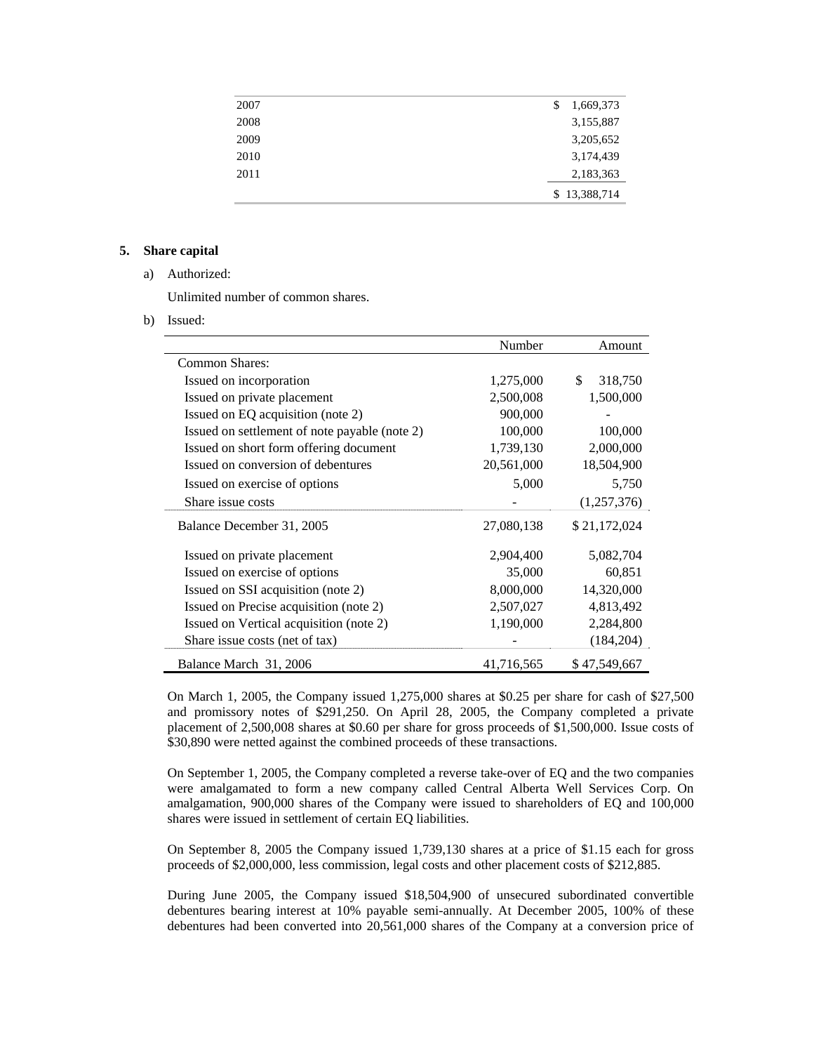| | |
|---|---|
| 2007 | $ 1,669,373 |
| 2008 | 3,155,887 |
| 2009 | 3,205,652 |
| 2010 | 3,174,439 |
| 2011 | 2,183,363 |
| | $ 13,388,714 |

## 5. Share capital

a) Authorized:

Unlimited number of common shares.

b) Issued:

| | Number | Amount |
|---|---|---|
| Common Shares: | | |
| Issued on incorporation | 1,275,000 | $ 318,750 |
| Issued on private placement | 2,500,008 | 1,500,000 |
| Issued on EQ acquisition (note 2) | 900,000 | - |
| Issued on settlement of note payable (note 2) | 100,000 | 100,000 |
| Issued on short form offering document | 1,739,130 | 2,000,000 |
| Issued on conversion of debentures | 20,561,000 | 18,504,900 |
| Issued on exercise of options | 5,000 | 5,750 |
| Share issue costs | - | (1,257,376) |
| Balance December 31, 2005 | 27,080,138 | $ 21,172,024 |
| Issued on private placement | 2,904,400 | 5,082,704 |
| Issued on exercise of options | 35,000 | 60,851 |
| Issued on SSI acquisition (note 2) | 8,000,000 | 14,320,000 |
| Issued on Precise acquisition (note 2) | 2,507,027 | 4,813,492 |
| Issued on Vertical acquisition (note 2) | 1,190,000 | 2,284,800 |
| Share issue costs (net of tax) | - | (184,204) |
| Balance March 31, 2006 | 41,716,565 | $ 47,549,667 |

On March 1, 2005, the Company issued 1,275,000 shares at $0.25 per share for cash of $27,500 and promissory notes of $291,250. On April 28, 2005, the Company completed a private placement of 2,500,008 shares at $0.60 per share for gross proceeds of $1,500,000. Issue costs of $30,890 were netted against the combined proceeds of these transactions.

On September 1, 2005, the Company completed a reverse take-over of EQ and the two companies were amalgamated to form a new company called Central Alberta Well Services Corp. On amalgamation, 900,000 shares of the Company were issued to shareholders of EQ and 100,000 shares were issued in settlement of certain EQ liabilities.

On September 8, 2005 the Company issued 1,739,130 shares at a price of $1.15 each for gross proceeds of $2,000,000, less commission, legal costs and other placement costs of $212,885.

During June 2005, the Company issued $18,504,900 of unsecured subordinated convertible debentures bearing interest at 10% payable semi-annually. At December 2005, 100% of these debentures had been converted into 20,561,000 shares of the Company at a conversion price of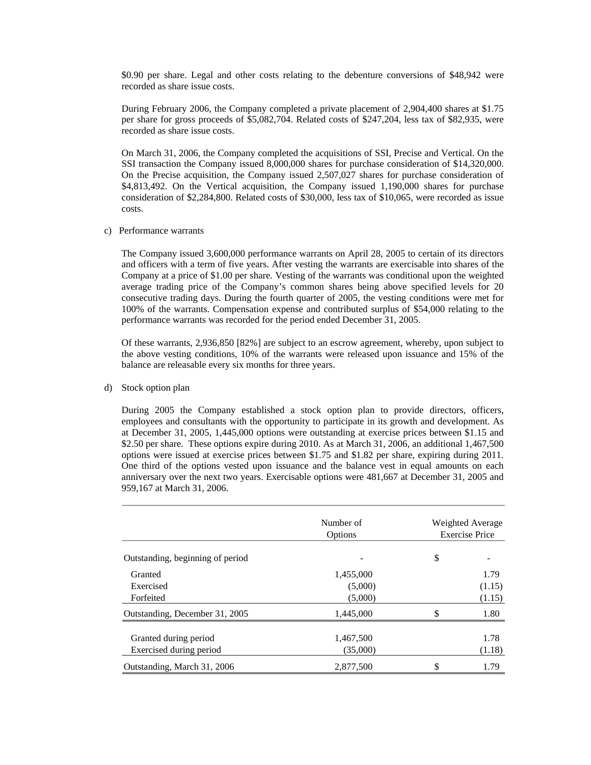$0.90 per share. Legal and other costs relating to the debenture conversions of $48,942 were recorded as share issue costs.

During February 2006, the Company completed a private placement of 2,904,400 shares at $1.75 per share for gross proceeds of $5,082,704. Related costs of $247,204, less tax of $82,935, were recorded as share issue costs.

On March 31, 2006, the Company completed the acquisitions of SSI, Precise and Vertical. On the SSI transaction the Company issued 8,000,000 shares for purchase consideration of $14,320,000. On the Precise acquisition, the Company issued 2,507,027 shares for purchase consideration of $4,813,492. On the Vertical acquisition, the Company issued 1,190,000 shares for purchase consideration of $2,284,800. Related costs of $30,000, less tax of $10,065, were recorded as issue costs.

c) Performance warrants

The Company issued 3,600,000 performance warrants on April 28, 2005 to certain of its directors and officers with a term of five years. After vesting the warrants are exercisable into shares of the Company at a price of $1.00 per share. Vesting of the warrants was conditional upon the weighted average trading price of the Company's common shares being above specified levels for 20 consecutive trading days. During the fourth quarter of 2005, the vesting conditions were met for 100% of the warrants. Compensation expense and contributed surplus of $54,000 relating to the performance warrants was recorded for the period ended December 31, 2005.

Of these warrants, 2,936,850 [82%] are subject to an escrow agreement, whereby, upon subject to the above vesting conditions, 10% of the warrants were released upon issuance and 15% of the balance are releasable every six months for three years.

d) Stock option plan

During 2005 the Company established a stock option plan to provide directors, officers, employees and consultants with the opportunity to participate in its growth and development. As at December 31, 2005, 1,445,000 options were outstanding at exercise prices between $1.15 and $2.50 per share. These options expire during 2010. As at March 31, 2006, an additional 1,467,500 options were issued at exercise prices between $1.75 and $1.82 per share, expiring during 2011. One third of the options vested upon issuance and the balance vest in equal amounts on each anniversary over the next two years. Exercisable options were 481,667 at December 31, 2005 and 959,167 at March 31, 2006.

| | Number of Options | Weighted Average Exercise Price |
|---|---|---|
| Outstanding, beginning of period | - | $ - |
| Granted | 1,455,000 | 1.79 |
| Exercised | (5,000) | (1.15) |
| Forfeited | (5,000) | (1.15) |
| Outstanding, December 31, 2005 | 1,445,000 | $ 1.80 |
| Granted during period | 1,467,500 | 1.78 |
| Exercised during period | (35,000) | (1.18) |
| Outstanding, March 31, 2006 | 2,877,500 | $ 1.79 |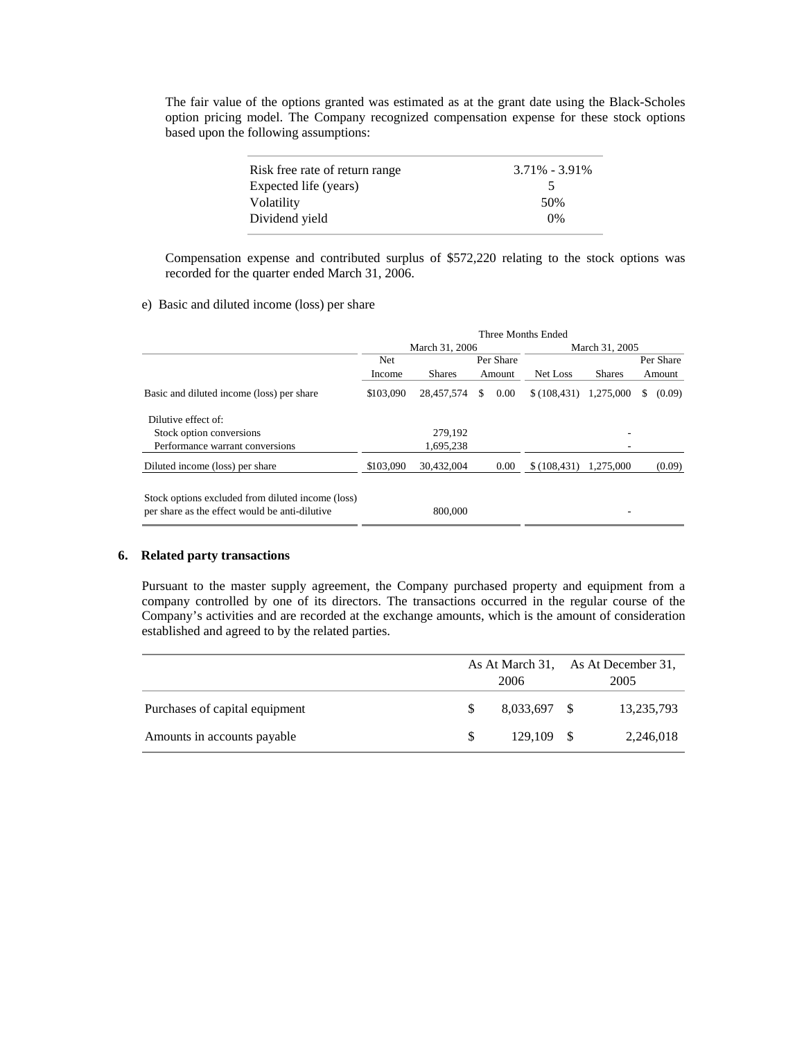The fair value of the options granted was estimated as at the grant date using the Black-Scholes option pricing model. The Company recognized compensation expense for these stock options based upon the following assumptions:

| | |
|---|---|
| Risk free rate of return range | 3.71% - 3.91% |
| Expected life (years) | 5 |
| Volatility | 50% |
| Dividend yield | 0% |

Compensation expense and contributed surplus of $572,220 relating to the stock options was recorded for the quarter ended March 31, 2006.

e) Basic and diluted income (loss) per share

| | Three Months Ended | | | | | |
|---|---|---|---|---|---|---|
| | March 31, 2006 | | | March 31, 2005 | | |
| | Net Income | Shares | Per Share Amount | Net Loss | Shares | Per Share Amount |
| Basic and diluted income (loss) per share | $103,090 | 28,457,574 | $ 0.00 | $ (108,431) | 1,275,000 | $ (0.09) |
| Dilutive effect of: | | | | | | |
| Stock option conversions | | 279,192 | | | - | |
| Performance warrant conversions | | 1,695,238 | | | - | |
| Diluted income (loss) per share | $103,090 | 30,432,004 | 0.00 | $ (108,431) | 1,275,000 | (0.09) |
| Stock options excluded from diluted income (loss) per share as the effect would be anti-dilutive | | 800,000 | | | - | |

## 6. Related party transactions

Pursuant to the master supply agreement, the Company purchased property and equipment from a company controlled by one of its directors. The transactions occurred in the regular course of the Company's activities and are recorded at the exchange amounts, which is the amount of consideration established and agreed to by the related parties.

| | As At March 31, 2006 | As At December 31, 2005 |
|---|---|---|
| Purchases of capital equipment | $ 8,033,697 | $ 13,235,793 |
| Amounts in accounts payable | $ 129,109 | $ 2,246,018 |